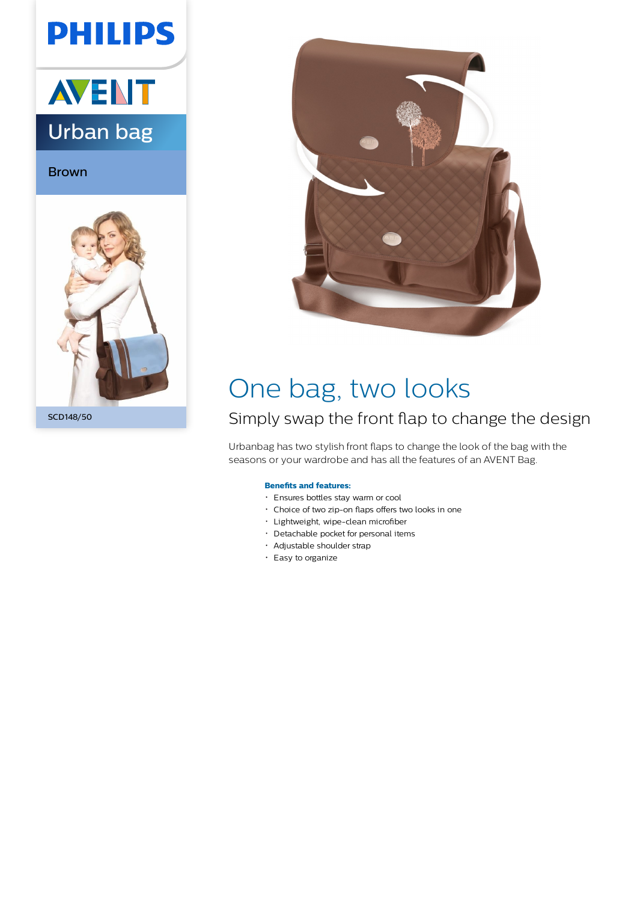PHILIPS

AVENT

# Urban bag

Brown

SCD148/50

# One bag, two looks

## Simply swap the front flap to change the design

Urbanbag has two stylish front flaps to change the look of the bag with the seasons or your wardrobe and has all the features of an AVENT Bag.

**Benefits and features:**

- Ensures bottles stay warm or cool
- Choice of two zip-on flaps offers two looks in one
- Lightweight, wipe-clean microfiber
- Detachable pocket for personal items
- Adjustable shoulder strap
- Easy to organize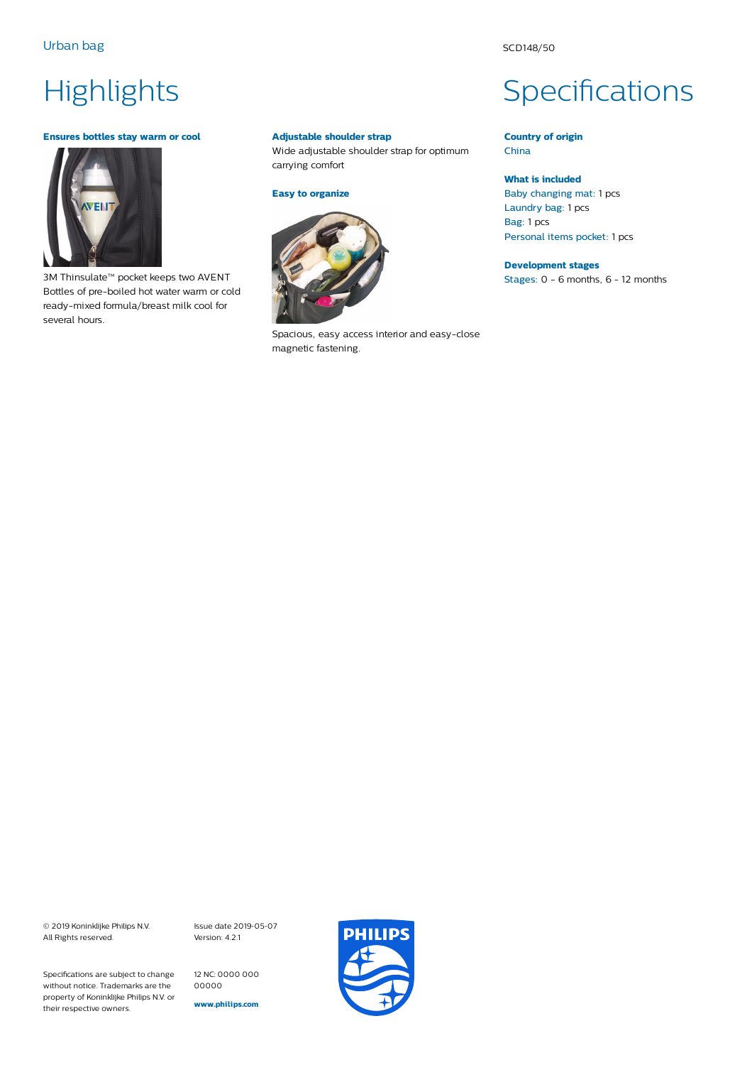Urban bag

SCD148/50

# Highlights

### Ensures bottles stay warm or cool

3M Thinsulate™ pocket keeps two AVENT Bottles of pre-boiled hot water warm or cold ready-mixed formula/breast milk cool for several hours.

### Adjustable shoulder strap

Wide adjustable shoulder strap for optimum carrying comfort

### Easy to organize

Spacious, easy access interior and easy-close magnetic fastening.

# Specifications

### Country of origin

China

### What is included

- Baby changing mat: 1 pcs
- Laundry bag: 1 pcs
- Bag: 1 pcs
- Personal items pocket: 1 pcs

### Development stages

- Stages: 0 - 6 months, 6 - 12 months

© 2019 Koninklijke Philips N.V.
All Rights reserved.

Specifications are subject to change without notice. Trademarks are the property of Koninklijke Philips N.V. or their respective owners.

Issue date 2019-05-07
Version: 4.2.1

12 NC: 0000 000 00000

www.philips.com